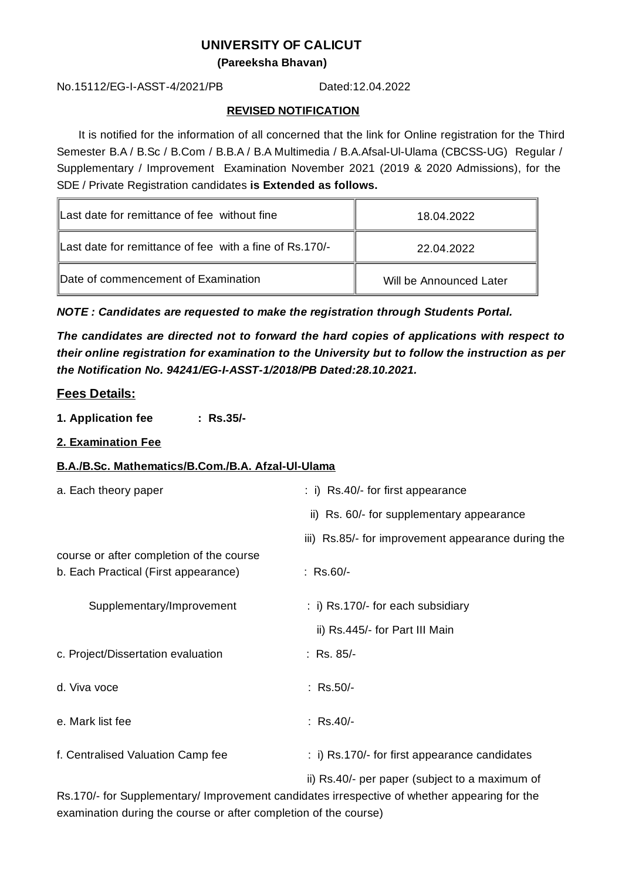# UNIVERSITY OF CALICUT

**(Pareeksha Bhavan)**

No.15112/EG-I-ASST-4/2021/PB Dated:12.04.2022

**REVISED NOTIFICATION**

It is notified for the information of all concerned that the link for Online registration for the Third Semester B.A / B.Sc / B.Com / B.B.A / B.A Multimedia / B.A.Afsal-Ul-Ulama (CBCSS-UG) Regular / Supplementary / Improvement Examination November 2021 (2019 & 2020 Admissions), for the SDE / Private Registration candidates **is Extended as follows.**

| | |
|---|---|
| Last date for remittance of fee without fine | 18.04.2022 |
| Last date for remittance of fee with a fine of Rs.170/- | 22.04.2022 |
| Date of commencement of Examination | Will be Announced Later |

***NOTE : Candidates are requested to make the registration through Students Portal.***

***The candidates are directed not to forward the hard copies of applications with respect to their online registration for examination to the University but to follow the instruction as per the Notification No. 94241/EG-I-ASST-1/2018/PB Dated:28.10.2021.***

## Fees Details:

**1. Application fee : Rs.35/-**

**2. Examination Fee**

**B.A./B.Sc. Mathematics/B.Com./B.A. Afzal-Ul-Ulama**

a. Each theory paper : i) Rs.40/- for first appearance

ii) Rs. 60/- for supplementary appearance

iii) Rs.85/- for improvement appearance during the course or after completion of the course

b. Each Practical (First appearance) : Rs.60/-

Supplementary/Improvement : i) Rs.170/- for each subsidiary

ii) Rs.445/- for Part III Main

c. Project/Dissertation evaluation : Rs. 85/-

d. Viva voce : Rs.50/-

e. Mark list fee : Rs.40/-

f. Centralised Valuation Camp fee : i) Rs.170/- for first appearance candidates

ii) Rs.40/- per paper (subject to a maximum of Rs.170/- for Supplementary/ Improvement candidates irrespective of whether appearing for the examination during the course or after completion of the course)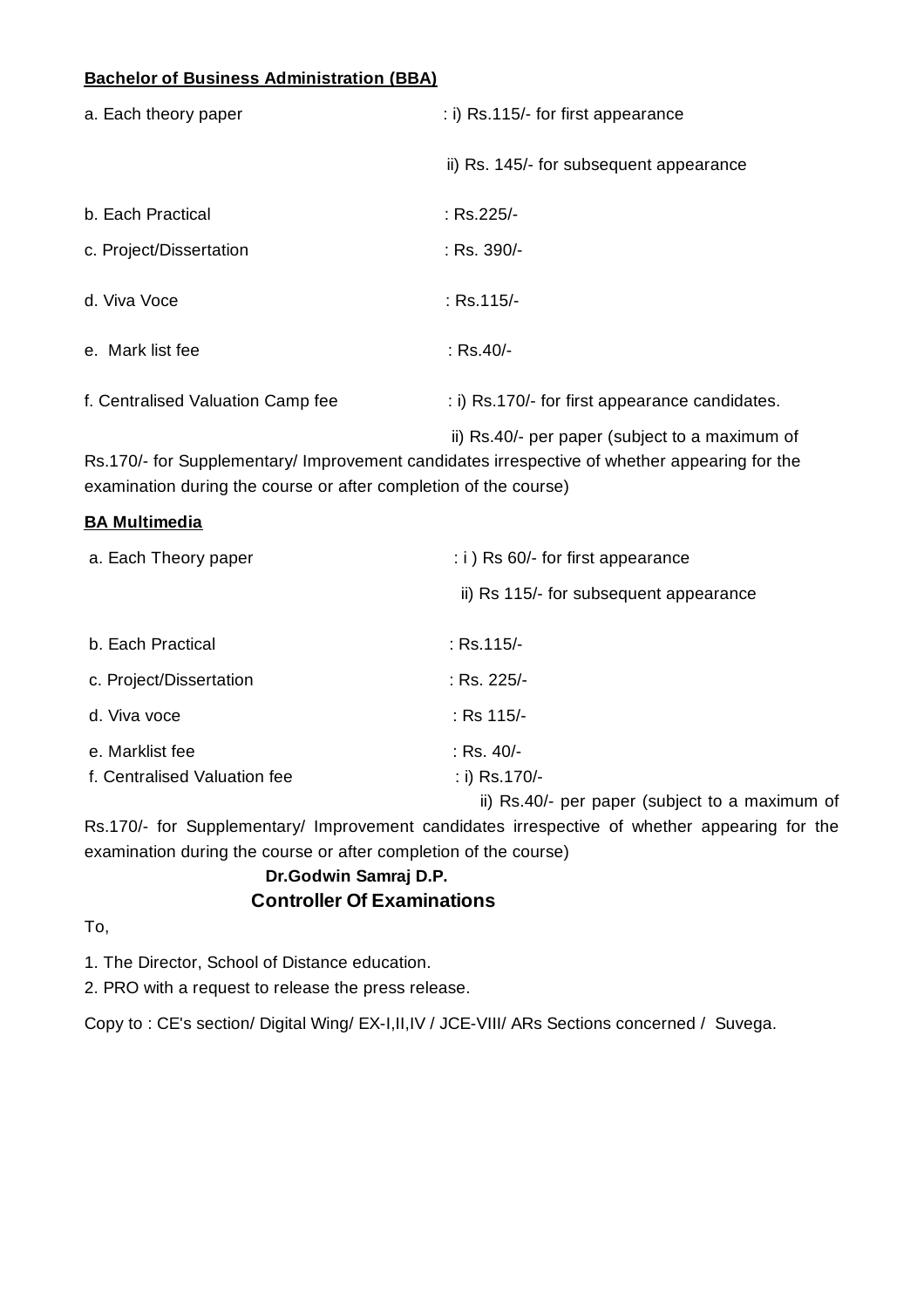**Bachelor of Business Administration (BBA)**

| | |
|---|---|
| a. Each theory paper | : i) Rs.115/- for first appearance |
| | ii) Rs. 145/- for subsequent appearance |
| b. Each Practical | : Rs.225/- |
| c. Project/Dissertation | : Rs. 390/- |
| d. Viva Voce | : Rs.115/- |
| e. Mark list fee | : Rs.40/- |
| f. Centralised Valuation Camp fee | : i) Rs.170/- for first appearance candidates. |
| | ii) Rs.40/- per paper (subject to a maximum of |

Rs.170/- for Supplementary/ Improvement candidates irrespective of whether appearing for the examination during the course or after completion of the course)

**BA Multimedia**

| | |
|---|---|
| a. Each Theory paper | : i ) Rs 60/- for first appearance |
| | ii) Rs 115/- for subsequent appearance |
| b. Each Practical | : Rs.115/- |
| c. Project/Dissertation | : Rs. 225/- |
| d. Viva voce | : Rs 115/- |
| e. Marklist fee | : Rs. 40/- |
| f. Centralised Valuation fee | : i) Rs.170/- |
| | ii) Rs.40/- per paper (subject to a maximum of |

Rs.170/- for Supplementary/ Improvement candidates irrespective of whether appearing for the examination during the course or after completion of the course)

**Dr.Godwin Samraj D.P.**
**Controller Of Examinations**

To,

1. The Director, School of Distance education.
2. PRO with a request to release the press release.

Copy to : CE's section/ Digital Wing/ EX-I,II,IV / JCE-VIII/ ARs Sections concerned / Suvega.